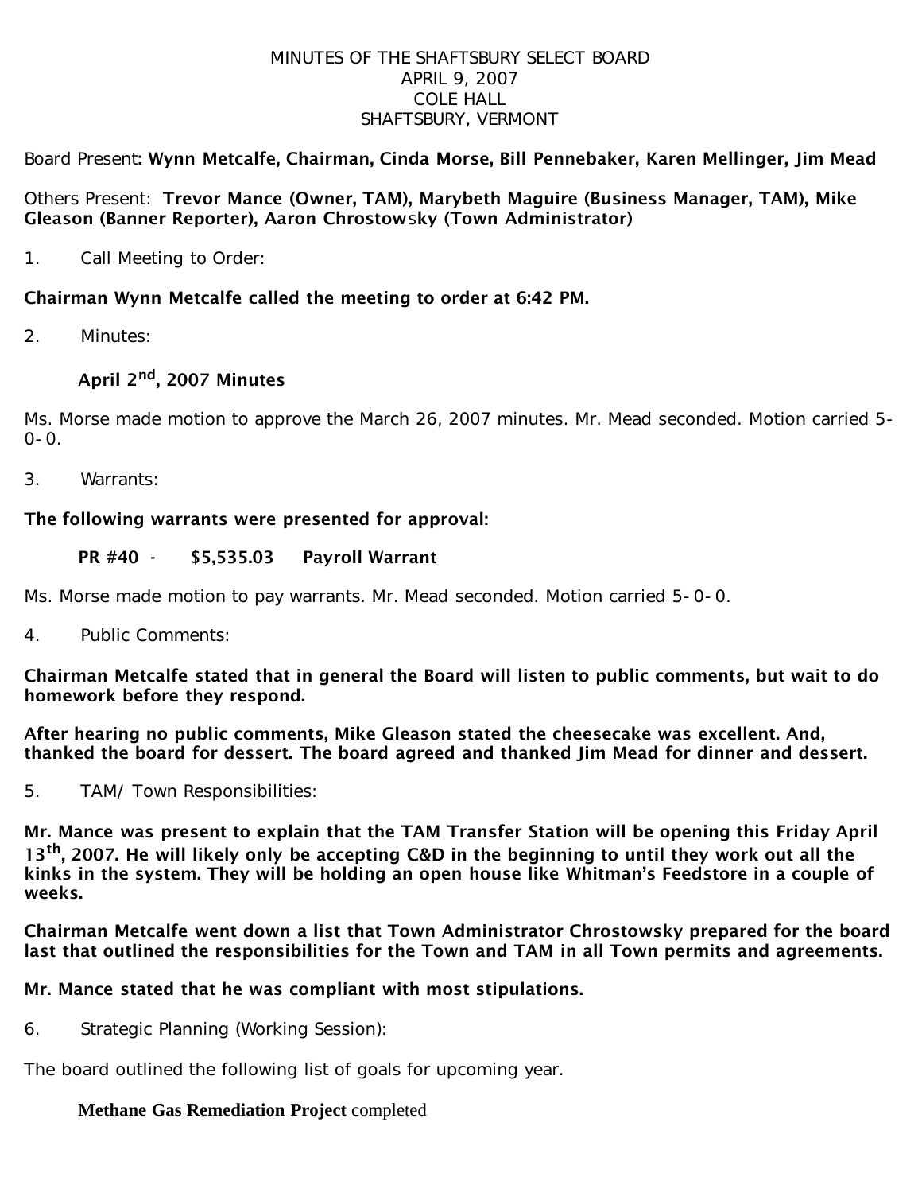MINUTES OF THE SHAFTSBURY SELECT BOARD
APRIL 9, 2007
COLE HALL
SHAFTSBURY, VERMONT

Board Present: **Wynn Metcalfe, Chairman, Cinda Morse, Bill Pennebaker, Karen Mellinger, Jim Mead**

Others Present: **Trevor Mance (Owner, TAM), Marybeth Maguire (Business Manager, TAM), Mike Gleason (Banner Reporter), Aaron Chrostowsky (Town Administrator)**

1. Call Meeting to Order:

**Chairman Wynn Metcalfe called the meeting to order at 6:42 PM.**

2. Minutes:

**April 2nd, 2007 Minutes**

Ms. Morse made motion to approve the March 26, 2007 minutes. Mr. Mead seconded. Motion carried 5-0-0.

3. Warrants:

**The following warrants were presented for approval:**

**PR #40 - $5,535.03 Payroll Warrant**

Ms. Morse made motion to pay warrants. Mr. Mead seconded. Motion carried 5-0-0.

4. Public Comments:

**Chairman Metcalfe stated that in general the Board will listen to public comments, but wait to do homework before they respond.**

**After hearing no public comments, Mike Gleason stated the cheesecake was excellent. And, thanked the board for dessert. The board agreed and thanked Jim Mead for dinner and dessert.**

5. TAM/ Town Responsibilities:

**Mr. Mance was present to explain that the TAM Transfer Station will be opening this Friday April 13th, 2007. He will likely only be accepting C&D in the beginning to until they work out all the kinks in the system. They will be holding an open house like Whitman's Feedstore in a couple of weeks.**

**Chairman Metcalfe went down a list that Town Administrator Chrostowsky prepared for the board last that outlined the responsibilities for the Town and TAM in all Town permits and agreements.**

**Mr. Mance stated that he was compliant with most stipulations.**

6. Strategic Planning (Working Session):

The board outlined the following list of goals for upcoming year.

**Methane Gas Remediation Project** completed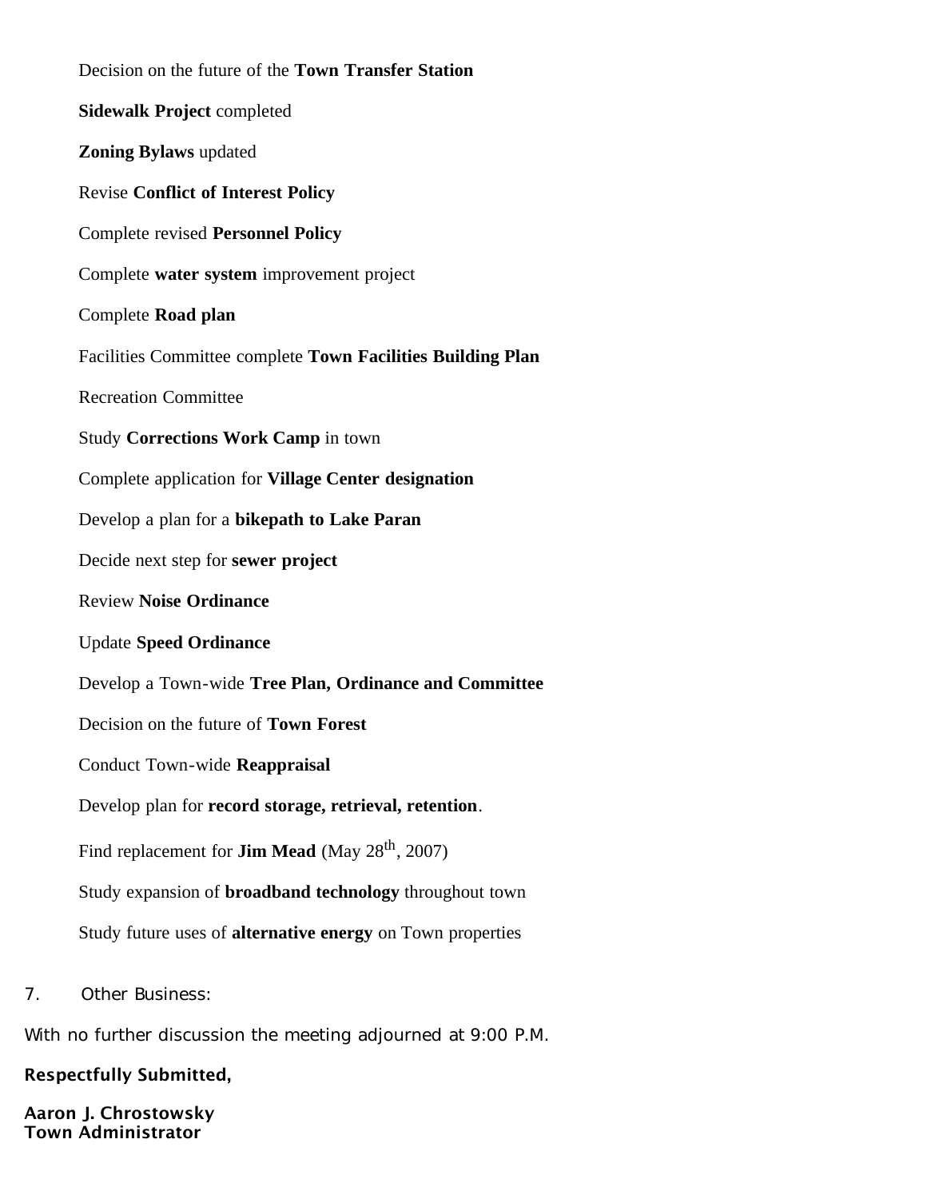Decision on the future of the **Town Transfer Station**

**Sidewalk Project** completed

**Zoning Bylaws** updated

Revise **Conflict of Interest Policy**

Complete revised **Personnel Policy**

Complete **water system** improvement project

Complete **Road plan**

Facilities Committee complete **Town Facilities Building Plan**

Recreation Committee

Study **Corrections Work Camp** in town

Complete application for **Village Center designation**

Develop a plan for a **bikepath to Lake Paran**

Decide next step for **sewer project**

Review **Noise Ordinance**

Update **Speed Ordinance**

Develop a Town-wide **Tree Plan, Ordinance and Committee**

Decision on the future of **Town Forest**

Conduct Town-wide **Reappraisal**

Develop plan for **record storage, retrieval, retention**.

Find replacement for **Jim Mead** (May 28th, 2007)

Study expansion of **broadband technology** throughout town

Study future uses of **alternative energy** on Town properties

7. Other Business:

With no further discussion the meeting adjourned at 9:00 P.M.

**Respectfully Submitted,**

**Aaron J. Chrostowsky**
**Town Administrator**